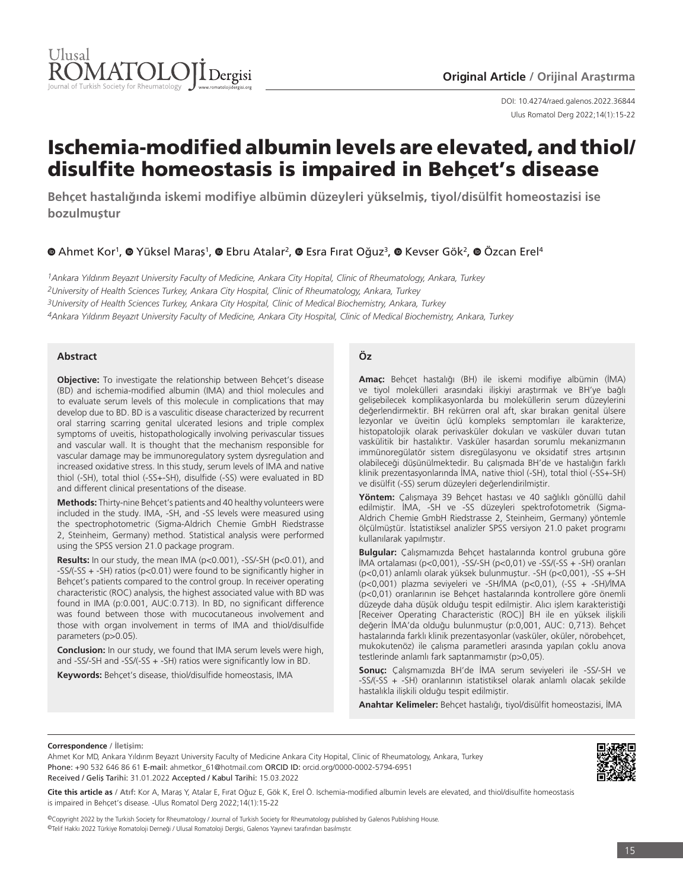**Original Article / Orijinal Araştırma**

DOI: 10.4274/raed.galenos.2022.36844

# Ischemia-modified albumin levels are elevated, and thiol/disulfite homeostasis is impaired in Behçet's disease

**Behçet hastalığında iskemi modifiye albümin düzeyleri yükselmiş, tiyol/disülfit homeostazisi ise bozulmuştur**

Ahmet Kor[1], Yüksel Maraş[1], Ebru Atalar[2], Esra Fırat Oğuz[3], Kevser Gök[2], Özcan Erel[4]

[1]*Ankara Yıldırım Beyazıt University Faculty of Medicine, Ankara City Hopital, Clinic of Rheumatology, Ankara, Turkey*
[2]*University of Health Sciences Turkey, Ankara City Hospital, Clinic of Rheumatology, Ankara, Turkey*
[3]*University of Health Sciences Turkey, Ankara City Hospital, Clinic of Medical Biochemistry, Ankara, Turkey*
[4]*Ankara Yıldırım Beyazıt University Faculty of Medicine, Ankara City Hopital, Clinic of Medical Biochemistry, Ankara, Turkey*

## Abstract

**Objective:** To investigate the relationship between Behçet's disease (BD) and ischemia-modified albumin (IMA) and thiol molecules and to evaluate serum levels of this molecule in complications that may develop due to BD. BD is a vasculitic disease characterized by recurrent oral starring scarring genital ulcerated lesions and triple complex symptoms of uveitis, histopathologically involving perivascular tissues and vascular wall. It is thought that the mechanism responsible for vascular damage may be immunoregulatory system dysregulation and increased oxidative stress. In this study, serum levels of IMA and native thiol (-SH), total thiol (-SS+-SH), disulfide (-SS) were evaluated in BD and different clinical presentations of the disease.

**Methods:** Thirty-nine Behçet's patients and 40 healthy volunteers were included in the study. IMA, -SH, and -SS levels were measured using the spectrophotometric (Sigma-Aldrich Chemie GmbH Riedstrasse 2, Steinheim, Germany) method. Statistical analysis were performed using the SPSS version 21.0 package program.

**Results:** In our study, the mean IMA ($p<0.001$), -SS/-SH ($p<0.01$), and -SS/(-SS + -SH) ratios ($p<0.01$) were found to be significantly higher in Behçet's patients compared to the control group. In receiver operating characteristic (ROC) analysis, the highest associated value with BD was found in IMA (p:0.001, AUC:0.713). In BD, no significant difference was found between those with mucocutaneous involvement and those with organ involvement in terms of IMA and thiol/disulfide parameters ($p>0.05$).

**Conclusion:** In our study, we found that IMA serum levels were high, and -SS/-SH and -SS/(-SS + -SH) ratios were significantly low in BD.

**Keywords:** Behçet's disease, thiol/disulfide homeostasis, IMA

## Öz

**Amaç:** Behçet hastalığı (BH) ile iskemi modifiye albümin (İMA) ve tiyol molekülleri arasındaki ilişkiyi araştırmak ve BH'ye bağlı gelişebilecek komplikasyonlarda bu moleküllerin serum düzeylerini değerlendirmektir. BH rekürren oral aft, skar bırakan genital ülsere lezyonlar ve üveitin üçlü kompleks semptomları ile karakterize, histopatolojik olarak perivasküler dokuları ve vasküler duvarı tutan vaskülitik bir hastalıktır. Vasküler hasardan sorumlu mekanizmanın immünoregülatör sistem disregülasyonu ve oksidatif stres artışının olabileceği düşünülmektedir. Bu çalışmada BH'de ve hastalığın farklı klinik prezentasyonlarında İMA, native thiol (-SH), total thiol (-SS+-SH) ve disülfit (-SS) serum düzeyleri değerlendirilmiştir.

**Yöntem:** Çalışmaya 39 Behçet hastası ve 40 sağlıklı gönüllü dahil edilmiştir. İMA, -SH ve -SS düzeyleri spektrofotometrik (Sigma-Aldrich Chemie GmbH Riedstrasse 2, Steinheim, Germany) yöntemle ölçülmüştür. İstatistiksel analizler SPSS versiyon 21.0 paket programı kullanılarak yapılmıştır.

**Bulgular:** Çalışmamızda Behçet hastalarında kontrol grubuna göre İMA ortalaması ($p<0{,}001$), -SS/-SH ($p<0{,}01$) ve -SS/(-SS + -SH) oranları ($p<0{,}01$) anlamlı olarak yüksek bulunmuştur. -SH ($p<0{,}001$), -SS +-SH ($p<0{,}001$) plazma seviyeleri ve -SH/İMA ($p<0{,}01$), (-SS + -SH)/İMA ($p<0{,}01$) oranlarının ise Behçet hastalarında kontrollere göre önemli düzeyde daha düşük olduğu tespit edilmiştir. Alıcı işlem karakteristiği [Receiver Operating Characteristic (ROC)] BH ile en yüksek ilişkili değerin İMA'da olduğu bulunmuştur (p:0,001, AUC: 0,713). Behçet hastalarında farklı klinik prezentasyonlar (vasküler, oküler, nörobehçet, mukokutenöz) ile çalışma parametreleri arasında yapılan çoklu anova testlerinde anlamlı fark saptanmamıştır ($p>0{,}05$).

**Sonuç:** Çalışmamızda BH'de İMA serum seviyeleri ile -SS/-SH ve -SS/(-SS + -SH) oranlarının istatistiksel olarak anlamlı olacak şekilde hastalıkla ilişkili olduğu tespit edilmiştir.

**Anahtar Kelimeler:** Behçet hastalığı, tiyol/disülfit homeostazisi, İMA

**Correspondence / İletişim:**
Ahmet Kor MD, Ankara Yıldırım Beyazıt University Faculty of Medicine Ankara City Hopital, Clinic of Rheumatology, Ankara, Turkey
Phone: +90 532 646 86 61 E-mail: ahmetkor_61@hotmail.com ORCID ID: orcid.org/0000-0002-5794-6951
Received / Geliş Tarihi: 31.01.2022 Accepted / Kabul Tarihi: 15.03.2022

**Cite this article as / Atıf:** Kor A, Maraş Y, Atalar E, Fırat Oğuz E, Gök K, Erel Ö. Ischemia-modified albumin levels are elevated, and thiol/disulfide homeostasis is impaired in Behçet's disease. -Ulus Romatol Derg 2022;14(1):15-22

©Copyright 2022 by the Turkish Society for Rheumatology / Journal of Turkish Society for Rheumatology published by Galenos Publishing House.
©Telif Hakkı 2022 Türkiye Romatoloji Derneği / Ulusal Romatoloji Dergisi, Galenos Yayınevi tarafından basılmıştır.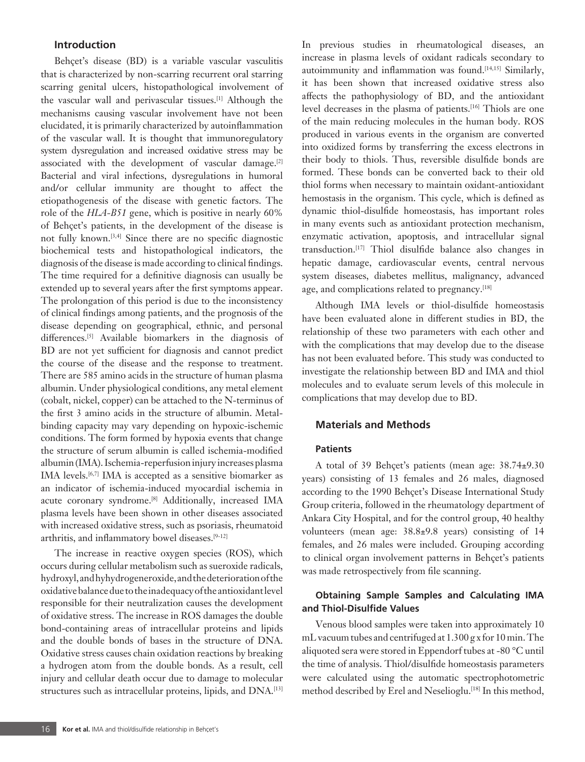## Introduction

Behçet's disease (BD) is a variable vascular vasculitis that is characterized by non-scarring recurrent oral starring scarring genital ulcers, histopathological involvement of the vascular wall and perivascular tissues.[1] Although the mechanisms causing vascular involvement have not been elucidated, it is primarily characterized by autoinflammation of the vascular wall. It is thought that immunoregulatory system dysregulation and increased oxidative stress may be associated with the development of vascular damage.[2] Bacterial and viral infections, dysregulations in humoral and/or cellular immunity are thought to affect the etiopathogenesis of the disease with genetic factors. The role of the *HLA-B51* gene, which is positive in nearly 60% of Behçet's patients, in the development of the disease is not fully known.[3,4] Since there are no specific diagnostic biochemical tests and histopathological indicators, the diagnosis of the disease is made according to clinical findings. The time required for a definitive diagnosis can usually be extended up to several years after the first symptoms appear. The prolongation of this period is due to the inconsistency of clinical findings among patients, and the prognosis of the disease depending on geographical, ethnic, and personal differences.[5] Available biomarkers in the diagnosis of BD are not yet sufficient for diagnosis and cannot predict the course of the disease and the response to treatment. There are 585 amino acids in the structure of human plasma albumin. Under physiological conditions, any metal element (cobalt, nickel, copper) can be attached to the N-terminus of the first 3 amino acids in the structure of albumin. Metal-binding capacity may vary depending on hypoxic-ischemic conditions. The form formed by hypoxia events that change the structure of serum albumin is called ischemia-modified albumin (IMA). Ischemia-reperfusion injury increases plasma IMA levels.[6,7] IMA is accepted as a sensitive biomarker as an indicator of ischemia-induced myocardial ischemia in acute coronary syndrome.[8] Additionally, increased IMA plasma levels have been shown in other diseases associated with increased oxidative stress, such as psoriasis, rheumatoid arthritis, and inflammatory bowel diseases.[9-12]

The increase in reactive oxygen species (ROS), which occurs during cellular metabolism such as sueroxide radicals, hydroxyl, and hyhydrogeneroxide, and the deterioration of the oxidative balance due to the inadequacy of the antioxidant level responsible for their neutralization causes the development of oxidative stress. The increase in ROS damages the double bond-containing areas of intracellular proteins and lipids and the double bonds of bases in the structure of DNA. Oxidative stress causes chain oxidation reactions by breaking a hydrogen atom from the double bonds. As a result, cell injury and cellular death occur due to damage to molecular structures such as intracellular proteins, lipids, and DNA.[13]

In previous studies in rheumatological diseases, an increase in plasma levels of oxidant radicals secondary to autoimmunity and inflammation was found.[14,15] Similarly, it has been shown that increased oxidative stress also affects the pathophysiology of BD, and the antioxidant level decreases in the plasma of patients.[16] Thiols are one of the main reducing molecules in the human body. ROS produced in various events in the organism are converted into oxidized forms by transferring the excess electrons in their body to thiols. Thus, reversible disulfide bonds are formed. These bonds can be converted back to their old thiol forms when necessary to maintain oxidant-antioxidant hemostasis in the organism. This cycle, which is defined as dynamic thiol-disulfide homeostasis, has important roles in many events such as antioxidant protection mechanism, enzymatic activation, apoptosis, and intracellular signal transduction.[17] Thiol disulfide balance also changes in hepatic damage, cardiovascular events, central nervous system diseases, diabetes mellitus, malignancy, advanced age, and complications related to pregnancy.[18]

Although IMA levels or thiol-disulfide homeostasis have been evaluated alone in different studies in BD, the relationship of these two parameters with each other and with the complications that may develop due to the disease has not been evaluated before. This study was conducted to investigate the relationship between BD and IMA and thiol molecules and to evaluate serum levels of this molecule in complications that may develop due to BD.

## Materials and Methods

### Patients

A total of 39 Behçet's patients (mean age: 38.74±9.30 years) consisting of 13 females and 26 males, diagnosed according to the 1990 Behçet's Disease International Study Group criteria, followed in the rheumatology department of Ankara City Hospital, and for the control group, 40 healthy volunteers (mean age: 38.8±9.8 years) consisting of 14 females, and 26 males were included. Grouping according to clinical organ involvement patterns in Behçet's patients was made retrospectively from file scanning.

### Obtaining Sample Samples and Calculating IMA and Thiol-Disulfide Values

Venous blood samples were taken into approximately 10 mL vacuum tubes and centrifuged at 1.300 g x for 10 min. The aliquoted sera were stored in Eppendorf tubes at -80 °C until the time of analysis. Thiol/disulfide homeostasis parameters were calculated using the automatic spectrophotometric method described by Erel and Neselioglu.[18] In this method,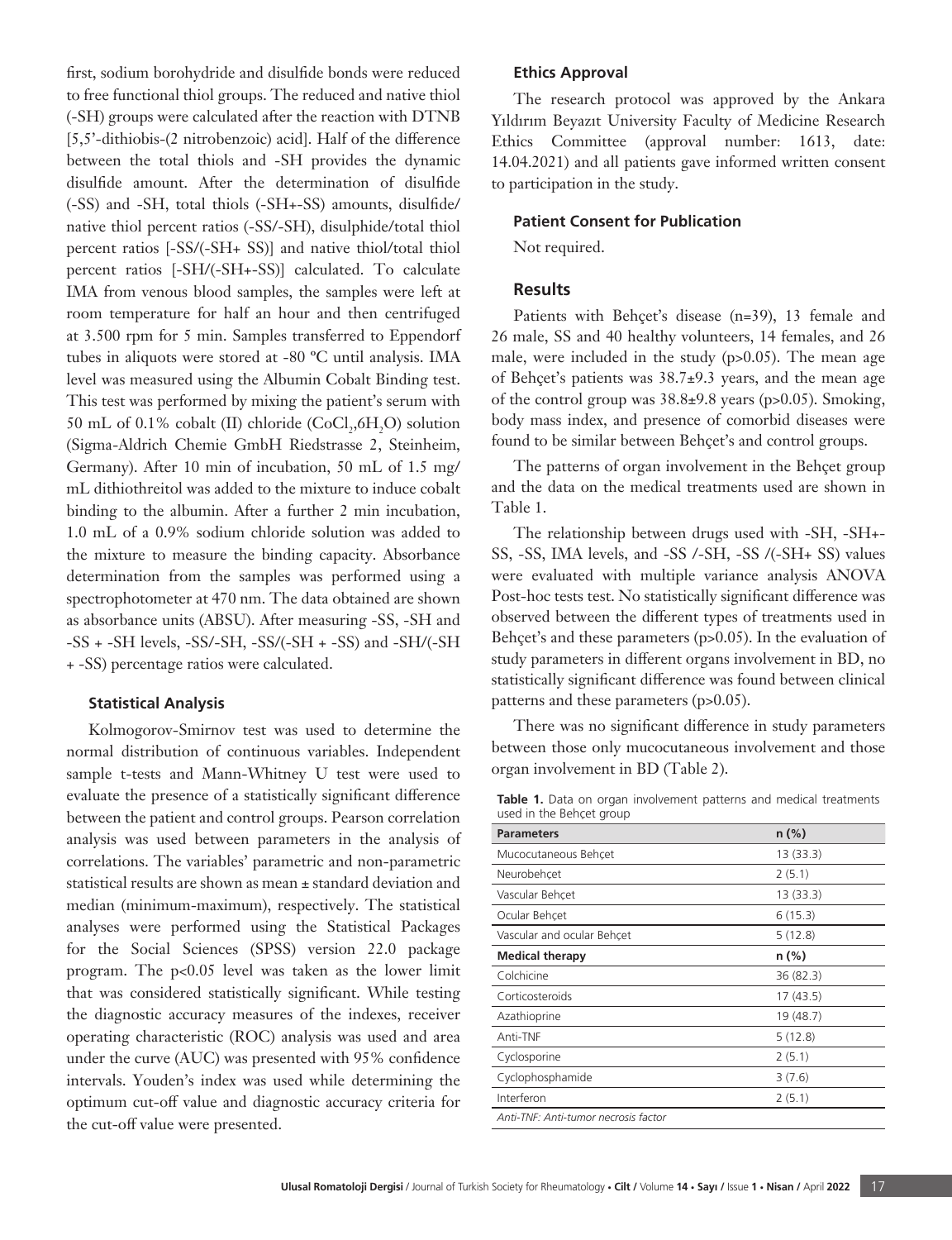first, sodium borohydride and disulfide bonds were reduced to free functional thiol groups. The reduced and native thiol (-SH) groups were calculated after the reaction with DTNB [5,5'-dithiobis-(2 nitrobenzoic) acid]. Half of the difference between the total thiols and -SH provides the dynamic disulfide amount. After the determination of disulfide (-SS) and -SH, total thiols (-SH+-SS) amounts, disulfide/native thiol percent ratios (-SS/-SH), disulphide/total thiol percent ratios [-SS/(-SH+ SS)] and native thiol/total thiol percent ratios [-SH/(-SH+-SS)] calculated. To calculate IMA from venous blood samples, the samples were left at room temperature for half an hour and then centrifuged at 3.500 rpm for 5 min. Samples transferred to Eppendorf tubes in aliquots were stored at -80 ºC until analysis. IMA level was measured using the Albumin Cobalt Binding test. This test was performed by mixing the patient's serum with 50 mL of 0.1% cobalt (II) chloride ($CoCl_2$,$6H_2O$) solution (Sigma-Aldrich Chemie GmbH Riedstrasse 2, Steinheim, Germany). After 10 min of incubation, 50 mL of 1.5 mg/mL dithiothreitol was added to the mixture to induce cobalt binding to the albumin. After a further 2 min incubation, 1.0 mL of a 0.9% sodium chloride solution was added to the mixture to measure the binding capacity. Absorbance determination from the samples was performed using a spectrophotometer at 470 nm. The data obtained are shown as absorbance units (ABSU). After measuring -SS, -SH and -SS + -SH levels, -SS/-SH, -SS/(-SH + -SS) and -SH/(-SH + -SS) percentage ratios were calculated.

### Statistical Analysis

Kolmogorov-Smirnov test was used to determine the normal distribution of continuous variables. Independent sample t-tests and Mann-Whitney U test were used to evaluate the presence of a statistically significant difference between the patient and control groups. Pearson correlation analysis was used between parameters in the analysis of correlations. The variables' parametric and non-parametric statistical results are shown as mean ± standard deviation and median (minimum-maximum), respectively. The statistical analyses were performed using the Statistical Packages for the Social Sciences (SPSS) version 22.0 package program. The $p<0.05$ level was taken as the lower limit that was considered statistically significant. While testing the diagnostic accuracy measures of the indexes, receiver operating characteristic (ROC) analysis was used and area under the curve (AUC) was presented with 95% confidence intervals. Youden's index was used while determining the optimum cut-off value and diagnostic accuracy criteria for the cut-off value were presented.

### Ethics Approval

The research protocol was approved by the Ankara Yıldırım Beyazıt University Faculty of Medicine Research Ethics Committee (approval number: 1613, date: 14.04.2021) and all patients gave informed written consent to participation in the study.

### Patient Consent for Publication

Not required.

## Results

Patients with Behçet's disease (n=39), 13 female and 26 male, SS and 40 healthy volunteers, 14 females, and 26 male, were included in the study ($p>0.05$). The mean age of Behçet's patients was 38.7±9.3 years, and the mean age of the control group was 38.8±9.8 years ($p>0.05$). Smoking, body mass index, and presence of comorbid diseases were found to be similar between Behçet's and control groups.

The patterns of organ involvement in the Behçet group and the data on the medical treatments used are shown in Table 1.

The relationship between drugs used with -SH, -SH+-SS, -SS, IMA levels, and -SS /-SH, -SS /(-SH+ SS) values were evaluated with multiple variance analysis ANOVA Post-hoc tests test. No statistically significant difference was observed between the different types of treatments used in Behçet's and these parameters ($p>0.05$). In the evaluation of study parameters in different organs involvement in BD, no statistically significant difference was found between clinical patterns and these parameters ($p>0.05$).

There was no significant difference in study parameters between those only mucocutaneous involvement and those organ involvement in BD (Table 2).

**Table 1.** Data on organ involvement patterns and medical treatments used in the Behçet group

| Parameters | n (%) |
|---|---|
| Mucocutaneous Behçet | 13 (33.3) |
| Neurobehçet | 2 (5.1) |
| Vascular Behçet | 13 (33.3) |
| Ocular Behçet | 6 (15.3) |
| Vascular and ocular Behçet | 5 (12.8) |
| **Medical therapy** | **n (%)** |
| Colchicine | 36 (82.3) |
| Corticosteroids | 17 (43.5) |
| Azathioprine | 19 (48.7) |
| Anti-TNF | 5 (12.8) |
| Cyclosporine | 2 (5.1) |
| Cyclophosphamide | 3 (7.6) |
| Interferon | 2 (5.1) |

*Anti-TNF: Anti-tumor necrosis factor*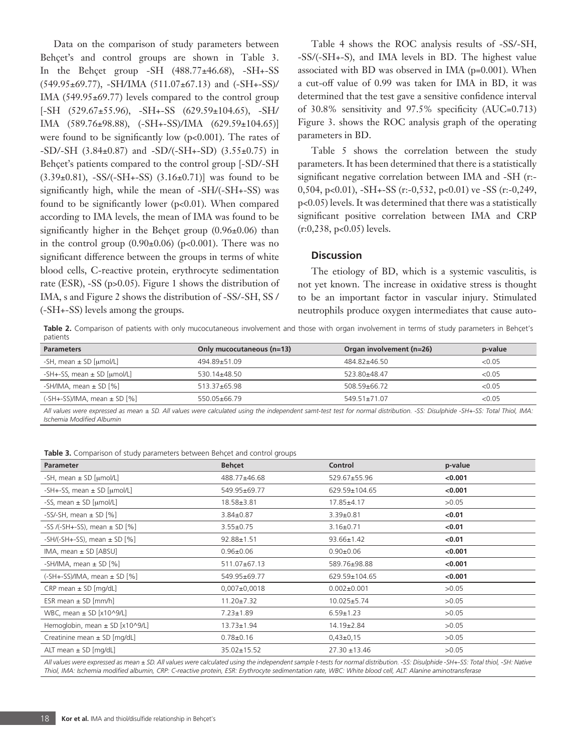Data on the comparison of study parameters between Behçet's and control groups are shown in Table 3. In the Behçet group -SH (488.77±46.68), -SH+-SS (549.95±69.77), -SH/IMA (511.07±67.13) and (-SH+-SS)/IMA (549.95±69.77) levels compared to the control group [-SH (529.67±55.96), -SH+-SS (629.59±104.65), -SH/IMA (589.76±98.88), (-SH+-SS)/IMA (629.59±104.65)] were found to be significantly low ($p<0.001$). The rates of -SD/-SH (3.84±0.87) and -SD/(-SH+-SD) (3.55±0.75) in Behçet's patients compared to the control group [-SD/-SH (3.39±0.81), -SS/(-SH+-SS) (3.16±0.71)] was found to be significantly high, while the mean of -SH/(-SH+-SS) was found to be significantly lower ($p<0.01$). When compared according to IMA levels, the mean of IMA was found to be significantly higher in the Behçet group (0.96±0.06) than in the control group (0.90±0.06) ($p<0.001$). There was no significant difference between the groups in terms of white blood cells, C-reactive protein, erythrocyte sedimentation rate (ESR), -SS ($p>0.05$). Figure 1 shows the distribution of IMA, s and Figure 2 shows the distribution of -SS/-SH, SS / (-SH+-SS) levels among the groups.

Table 4 shows the ROC analysis results of -SS/-SH, -SS/(-SH+-S), and IMA levels in BD. The highest value associated with BD was observed in IMA (p=0.001). When a cut-off value of 0.99 was taken for IMA in BD, it was determined that the test gave a sensitive confidence interval of 30.8% sensitivity and 97.5% specificity (AUC=0.713) Figure 3. shows the ROC analysis graph of the operating parameters in BD.

Table 5 shows the correlation between the study parameters. It has been determined that there is a statistically significant negative correlation between IMA and -SH (r:-0,504, $p<0.01$), -SH+-SS (r:-0,532, $p<0.01$) ve -SS (r:-0,249, $p<0.05$) levels. It was determined that there was a statistically significant positive correlation between IMA and CRP (r:0,238, $p<0.05$) levels.

## Discussion

The etiology of BD, which is a systemic vasculitis, is not yet known. The increase in oxidative stress is thought to be an important factor in vascular injury. Stimulated neutrophils produce oxygen intermediates that cause auto-

**Table 2.** Comparison of patients with only mucocutaneous involvement and those with organ involvement in terms of study parameters in Behçet's patients

| Parameters | Only mucocutaneous (n=13) | Organ involvement (n=26) | p-value |
|---|---|---|---|
| -SH, mean ± SD [μmol/L] | 494.89±51.09 | 484.82±46.50 | <0.05 |
| -SH+-SS, mean ± SD [μmol/L] | 530.14±48.50 | 523.80±48.47 | <0.05 |
| -SH/IMA, mean ± SD [%] | 513.37±65.98 | 508.59±66.72 | <0.05 |
| (-SH+-SS)/IMA, mean ± SD [%] | 550.05±66.79 | 549.51±71.07 | <0.05 |

*All values were expressed as mean ± SD. All values were calculated using the independent samt-test test for normal distribution. -SS: Disulphide -SH+-SS: Total Thiol, IMA: Ischemia Modified Albumin*

**Table 3.** Comparison of study parameters between Behçet and control groups

| Parameter | Behçet | Control | p-value |
|---|---|---|---|
| -SH, mean ± SD [μmol/L] | 488.77±46.68 | 529.67±55.96 | **<0.001** |
| -SH+-SS, mean ± SD [μmol/L] | 549.95±69.77 | 629.59±104.65 | **<0.001** |
| -SS, mean ± SD [μmol/L] | 18.58±3.81 | 17.85±4.17 | >0.05 |
| -SS/-SH, mean ± SD [%] | 3.84±0.87 | 3.39±0.81 | **<0.01** |
| -SS /(-SH+-SS), mean ± SD [%] | 3.55±0.75 | 3.16±0.71 | **<0.01** |
| -SH/(-SH+-SS), mean ± SD [%] | 92.88±1.51 | 93.66±1.42 | **<0.01** |
| IMA, mean ± SD [ABSU] | 0.96±0.06 | 0.90±0.06 | **<0.001** |
| -SH/IMA, mean ± SD [%] | 511.07±67.13 | 589.76±98.88 | **<0.001** |
| (-SH+-SS)/IMA, mean ± SD [%] | 549.95±69.77 | 629.59±104.65 | **<0.001** |
| CRP mean ± SD [mg/dL] | 0,007±0,0018 | 0.002±0.001 | >0.05 |
| ESR mean ± SD [mm/h] | 11.20±7.32 | 10.025±5.74 | >0.05 |
| WBC, mean ± SD [x10^9/L] | 7.23±1.89 | 6.59±1.23 | >0.05 |
| Hemoglobin, mean ± SD [x10^9/L] | 13.73±1.94 | 14.19±2.84 | >0.05 |
| Creatinine mean ± SD [mg/dL] | 0.78±0.16 | 0,43±0,15 | >0.05 |
| ALT mean ± SD [mg/dL] | 35.02±15.52 | 27.30 ±13.46 | >0.05 |

*All values were expressed as mean ± SD. All values were calculated using the independent sample t-tests for normal distribution. -SS: Disulphide -SH+-SS: Total thiol, -SH: Native Thiol, IMA: Ischemia modified albumin, CRP: C-reactive protein, ESR: Erythrocyte sedimentation rate, WBC: White blood cell, ALT: Alanine aminotransferase*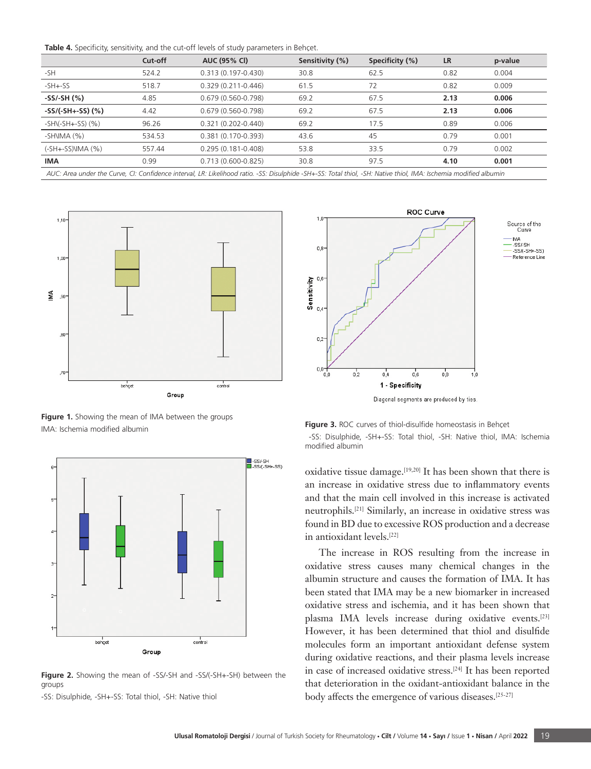**Table 4.** Specificity, sensitivity, and the cut-off levels of study parameters in Behçet.

| | Cut-off | AUC (95% CI) | Sensitivity (%) | Specificity (%) | LR | p-value |
|---|---|---|---|---|---|---|
| -SH | 524.2 | 0.313 (0.197-0.430) | 30.8 | 62.5 | 0.82 | 0.004 |
| -SH+-SS | 518.7 | 0.329 (0.211-0.446) | 61.5 | 72 | 0.82 | 0.009 |
| **-SS/-SH (%)** | 4.85 | 0.679 (0.560-0.798) | 69.2 | 67.5 | **2.13** | **0.006** |
| **-SS/(-SH+-SS) (%)** | 4.42 | 0.679 (0.560-0.798) | 69.2 | 67.5 | **2.13** | **0.006** |
| -SH\(-SH+-SS) (%) | 96.26 | 0.321 (0.202-0.440) | 69.2 | 17.5 | 0.89 | 0.006 |
| -SH\IMA (%) | 534.53 | 0.381 (0.170-0.393) | 43.6 | 45 | 0.79 | 0.001 |
| (-SH+-SS)\IMA (%) | 557.44 | 0.295 (0.181-0.408) | 53.8 | 33.5 | 0.79 | 0.002 |
| **IMA** | 0.99 | 0.713 (0.600-0.825) | 30.8 | 97.5 | **4.10** | **0.001** |

*AUC: Area under the Curve, CI: Confidence interval, LR: Likelihood ratio. -SS: Disulphide -SH+-SS: Total thiol, -SH: Native thiol, IMA: Ischemia modified albumin*

**Figure 1.** Showing the mean of IMA between the groups
IMA: Ischemia modified albumin

**Figure 2.** Showing the mean of -SS/-SH and -SS/(-SH+-SH) between the groups
-SS: Disulphide, -SH+-SS: Total thiol, -SH: Native thiol

**Figure 3.** ROC curves of thiol-disulfide homeostasis in Behçet
-SS: Disulphide, -SH+-SS: Total thiol, -SH: Native thiol, IMA: Ischemia modified albumin

oxidative tissue damage.[19,20] It has been shown that there is an increase in oxidative stress due to inflammatory events and that the main cell involved in this increase is activated neutrophils.[21] Similarly, an increase in oxidative stress was found in BD due to excessive ROS production and a decrease in antioxidant levels.[22]

The increase in ROS resulting from the increase in oxidative stress causes many chemical changes in the albumin structure and causes the formation of IMA. It has been stated that IMA may be a new biomarker in increased oxidative stress and ischemia, and it has been shown that plasma IMA levels increase during oxidative events.[23] However, it has been determined that thiol and disulfide molecules form an important antioxidant defense system during oxidative reactions, and their plasma levels increase in case of increased oxidative stress.[24] It has been reported that deterioration in the oxidant-antioxidant balance in the body affects the emergence of various diseases.[25-27]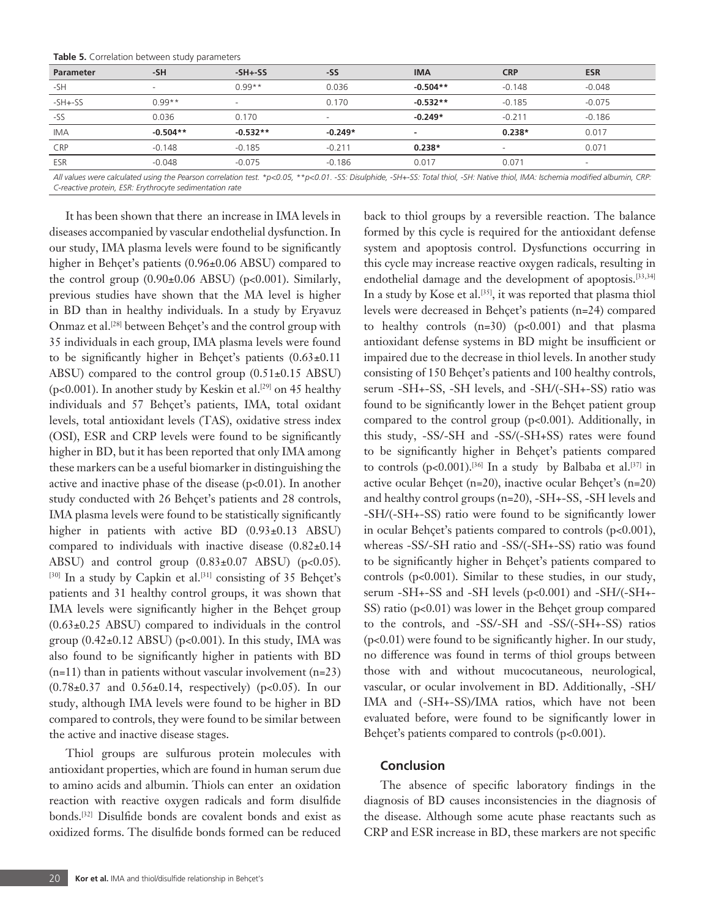**Table 5.** Correlation between study parameters

| Parameter | -SH | -SH+-SS | -SS | IMA | CRP | ESR |
|---|---|---|---|---|---|---|
| -SH | - | 0.99** | 0.036 | **-0.504**** | -0.148 | -0.048 |
| -SH+-SS | 0.99** | - | 0.170 | **-0.532**** | -0.185 | -0.075 |
| -SS | 0.036 | 0.170 | - | **-0.249*** | -0.211 | -0.186 |
| IMA | **-0.504**** | **-0.532**** | **-0.249*** | - | **0.238*** | 0.017 |
| CRP | -0.148 | -0.185 | -0.211 | **0.238*** | - | 0.071 |
| ESR | -0.048 | -0.075 | -0.186 | 0.017 | 0.071 | - |

*All values were calculated using the Pearson correlation test. *p<0.05, **p<0.01. -SS: Disulphide, -SH+-SS: Total thiol, -SH: Native thiol, IMA: Ischemia modified albumin, CRP: C-reactive protein, ESR: Erythrocyte sedimentation rate*

It has been shown that there an increase in IMA levels in diseases accompanied by vascular endothelial dysfunction. In our study, IMA plasma levels were found to be significantly higher in Behçet's patients (0.96±0.06 ABSU) compared to the control group (0.90±0.06 ABSU) ($p<0.001$). Similarly, previous studies have shown that the MA level is higher in BD than in healthy individuals. In a study by Eryavuz Onmaz et al.[28] between Behçet's and the control group with 35 individuals in each group, IMA plasma levels were found to be significantly higher in Behçet's patients (0.63±0.11 ABSU) compared to the control group (0.51±0.15 ABSU) ($p<0.001$). In another study by Keskin et al.[29] on 45 healthy individuals and 57 Behçet's patients, IMA, total oxidant levels, total antioxidant levels (TAS), oxidative stress index (OSI), ESR and CRP levels were found to be significantly higher in BD, but it has been reported that only IMA among these markers can be a useful biomarker in distinguishing the active and inactive phase of the disease ($p<0.01$). In another study conducted with 26 Behçet's patients and 28 controls, IMA plasma levels were found to be statistically significantly higher in patients with active BD (0.93±0.13 ABSU) compared to individuals with inactive disease (0.82±0.14 ABSU) and control group (0.83±0.07 ABSU) ($p<0.05$).[30] In a study by Capkin et al.[31] consisting of 35 Behçet's patients and 31 healthy control groups, it was shown that IMA levels were significantly higher in the Behçet group (0.63±0.25 ABSU) compared to individuals in the control group (0.42±0.12 ABSU) ($p<0.001$). In this study, IMA was also found to be significantly higher in patients with BD (n=11) than in patients without vascular involvement (n=23) (0.78±0.37 and 0.56±0.14, respectively) ($p<0.05$). In our study, although IMA levels were found to be higher in BD compared to controls, they were found to be similar between the active and inactive disease stages.

Thiol groups are sulfurous protein molecules with antioxidant properties, which are found in human serum due to amino acids and albumin. Thiols can enter an oxidation reaction with reactive oxygen radicals and form disulfide bonds.[32] Disulfide bonds are covalent bonds and exist as oxidized forms. The disulfide bonds formed can be reduced back to thiol groups by a reversible reaction. The balance formed by this cycle is required for the antioxidant defense system and apoptosis control. Dysfunctions occurring in this cycle may increase reactive oxygen radicals, resulting in endothelial damage and the development of apoptosis.[33,34] In a study by Kose et al.[35], it was reported that plasma thiol levels were decreased in Behçet's patients (n=24) compared to healthy controls (n=30) ($p<0.001$) and that plasma antioxidant defense systems in BD might be insufficient or impaired due to the decrease in thiol levels. In another study consisting of 150 Behçet's patients and 100 healthy controls, serum -SH+-SS, -SH levels, and -SH/(-SH+-SS) ratio was found to be significantly lower in the Behçet patient group compared to the control group ($p<0.001$). Additionally, in this study, -SS/-SH and -SS/(-SH+SS) rates were found to be significantly higher in Behçet's patients compared to controls ($p<0.001$).[36] In a study by Balbaba et al.[37] in active ocular Behçet (n=20), inactive ocular Behçet's (n=20) and healthy control groups (n=20), -SH+-SS, -SH levels and -SH/(-SH+-SS) ratio were found to be significantly lower in ocular Behçet's patients compared to controls ($p<0.001$), whereas -SS/-SH ratio and -SS/(-SH+-SS) ratio was found to be significantly higher in Behçet's patients compared to controls ($p<0.001$). Similar to these studies, in our study, serum -SH+-SS and -SH levels ($p<0.001$) and -SH/(-SH+-SS) ratio ($p<0.01$) was lower in the Behçet group compared to the controls, and -SS/-SH and -SS/(-SH+-SS) ratios ($p<0.01$) were found to be significantly higher. In our study, no difference was found in terms of thiol groups between those with and without mucocutaneous, neurological, vascular, or ocular involvement in BD. Additionally, -SH/IMA and (-SH+-SS)/IMA ratios, which have not been evaluated before, were found to be significantly lower in Behçet's patients compared to controls ($p<0.001$).

## Conclusion

The absence of specific laboratory findings in the diagnosis of BD causes inconsistencies in the diagnosis of the disease. Although some acute phase reactants such as CRP and ESR increase in BD, these markers are not specific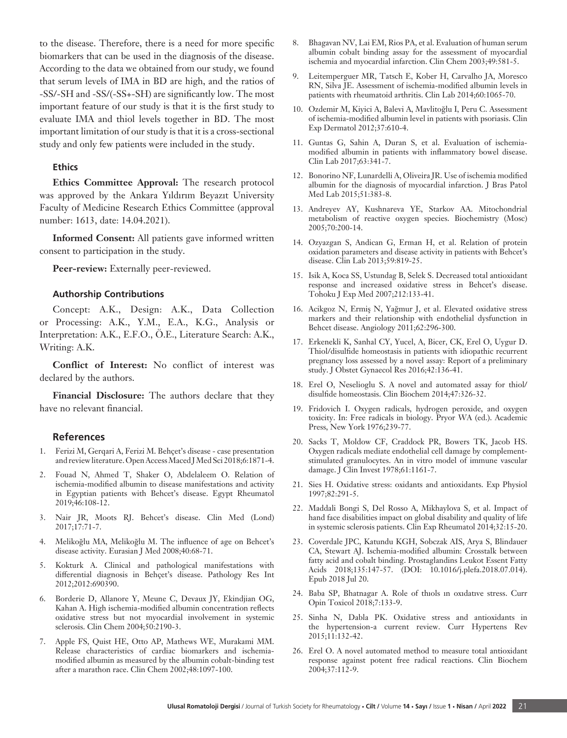to the disease. Therefore, there is a need for more specific biomarkers that can be used in the diagnosis of the disease. According to the data we obtained from our study, we found that serum levels of IMA in BD are high, and the ratios of -SS/-SH and -SS/(-SS+-SH) are significantly low. The most important feature of our study is that it is the first study to evaluate IMA and thiol levels together in BD. The most important limitation of our study is that it is a cross-sectional study and only few patients were included in the study.

### Ethics

**Ethics Committee Approval:** The research protocol was approved by the Ankara Yıldırım Beyazıt University Faculty of Medicine Research Ethics Committee (approval number: 1613, date: 14.04.2021).

**Informed Consent:** All patients gave informed written consent to participation in the study.

**Peer-review:** Externally peer-reviewed.

### Authorship Contributions

Concept: A.K., Design: A.K., Data Collection or Processing: A.K., Y.M., E.A., K.G., Analysis or Interpretation: A.K., E.F.O., Ö.E., Literature Search: A.K., Writing: A.K.

**Conflict of Interest:** No conflict of interest was declared by the authors.

**Financial Disclosure:** The authors declare that they have no relevant financial.

## References

1. Ferizi M, Gerqari A, Ferizi M. Behçet's disease - case presentation and review literature. Open Access Maced J Med Sci 2018;6:1871-4.
2. Fouad N, Ahmed T, Shaker O, Abdelaleem O. Relation of ischemia-modified albumin to disease manifestations and activity in Egyptian patients with Behcet's disease. Egypt Rheumatol 2019;46:108-12.
3. Nair JR, Moots RJ. Behcet's disease. Clin Med (Lond) 2017;17:71-7.
4. Melikoğlu MA, Melikoğlu M. The influence of age on Behcet's disease activity. Eurasian J Med 2008;40:68-71.
5. Kokturk A. Clinical and pathological manifestations with differential diagnosis in Behçet's disease. Pathology Res Int 2012;2012:690390.
6. Borderie D, Allanore Y, Meune C, Devaux JY, Ekindjian OG, Kahan A. High ischemia-modified albumin concentration reflects oxidative stress but not myocardial involvement in systemic sclerosis. Clin Chem 2004;50:2190-3.
7. Apple FS, Quist HE, Otto AP, Mathews WE, Murakami MM. Release characteristics of cardiac biomarkers and ischemia-modified albumin as measured by the albumin cobalt-binding test after a marathon race. Clin Chem 2002;48:1097-100.
8. Bhagavan NV, Lai EM, Rios PA, et al. Evaluation of human serum albumin cobalt binding assay for the assessment of myocardial ischemia and myocardial infarction. Clin Chem 2003;49:581-5.
9. Leitemperguer MR, Tatsch E, Kober H, Carvalho JA, Moresco RN, Silva JE. Assessment of ischemia-modified albumin levels in patients with rheumatoid arthritis. Clin Lab 2014;60:1065-70.
10. Ozdemir M, Kiyici A, Balevi A, Mavlitoğlu I, Peru C. Assessment of ischemia-modified albumin level in patients with psoriasis. Clin Exp Dermatol 2012;37:610-4.
11. Guntas G, Sahin A, Duran S, et al. Evaluation of ischemia-modified albumin in patients with inflammatory bowel disease. Clin Lab 2017;63:341-7.
12. Bonorino NF, Lunardelli A, Oliveira JR. Use of ischemia modified albumin for the diagnosis of myocardial infarction. J Bras Patol Med Lab 2015;51:383-8.
13. Andreyev AY, Kushnareva YE, Starkov AA. Mitochondrial metabolism of reactive oxygen species. Biochemistry (Mosc) 2005;70:200-14.
14. Ozyazgan S, Andican G, Erman H, et al. Relation of protein oxidation parameters and disease activity in patients with Behcet's disease. Clin Lab 2013;59:819-25.
15. Isik A, Koca SS, Ustundag B, Selek S. Decreased total antioxidant response and increased oxidative stress in Behcet's disease. Tohoku J Exp Med 2007;212:133-41.
16. Acikgoz N, Ermiş N, Yağmur J, et al. Elevated oxidative stress markers and their relationship with endothelial dysfunction in Behcet disease. Angiology 2011;62:296-300.
17. Erkenekli K, Sanhal CY, Yucel, A, Bicer, CK, Erel O, Uygur D. Thiol/disulfide homeostasis in patients with idiopathic recurrent pregnancy loss assessed by a novel assay: Report of a preliminary study. J Obstet Gynaecol Res 2016;42:136-41.
18. Erel O, Neselioglu S. A novel and automated assay for thiol/disulfide homeostasis. Clin Biochem 2014;47:326-32.
19. Fridovich I. Oxygen radicals, hydrogen peroxide, and oxygen toxicity. In: Free radicals in biology. Pryor WA (ed.). Academic Press, New York 1976;239-77.
20. Sacks T, Moldow CF, Craddock PR, Bowers TK, Jacob HS. Oxygen radicals mediate endothelial cell damage by complement-stimulated granulocytes. An in vitro model of immune vascular damage. J Clin Invest 1978;61:1161-7.
21. Sies H. Oxidative stress: oxidants and antioxidants. Exp Physiol 1997;82:291-5.
22. Maddali Bongi S, Del Rosso A, Mikhaylova S, et al. Impact of hand face disabilities impact on global disability and quality of life in systemic sclerosis patients. Clin Exp Rheumatol 2014;32:15-20.
23. Coverdale JPC, Katundu KGH, Sobczak AIS, Arya S, Blindauer CA, Stewart AJ. Ischemia-modified albumin: Crosstalk between fatty acid and cobalt binding. Prostaglandins Leukot Essent Fatty Acids 2018;135:147-57. (DOI: 10.1016/j.plefa.2018.07.014). Epub 2018 Jul 20.
24. Baba SP, Bhatnagar A. Role of thıols ın oxıdatıve stress. Curr Opin Toxicol 2018;7:133-9.
25. Sinha N, Dabla PK. Oxidative stress and antioxidants in the hypertension-a current review. Curr Hypertens Rev 2015;11:132-42.
26. Erel O. A novel automated method to measure total antioxidant response against potent free radical reactions. Clin Biochem 2004;37:112-9.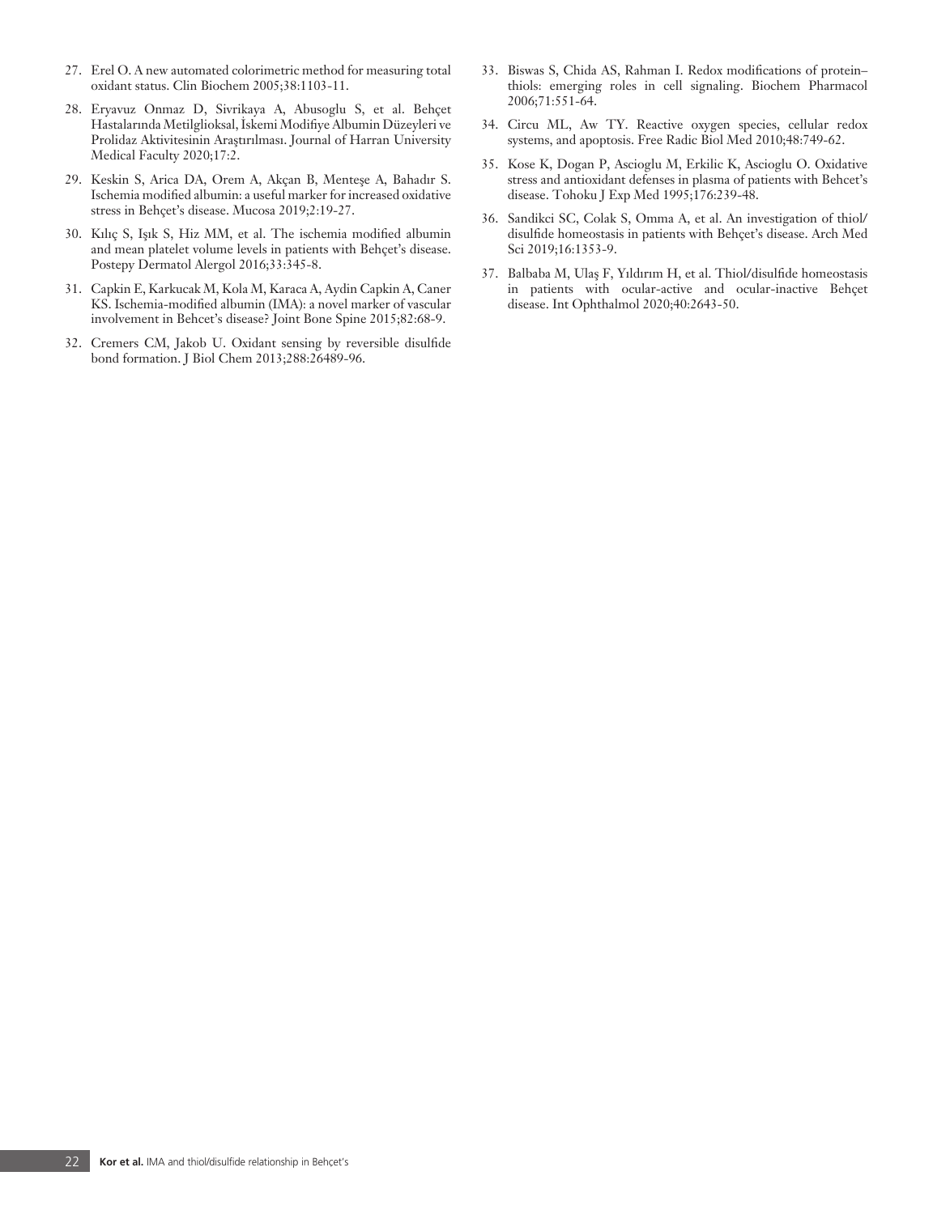27. Erel O. A new automated colorimetric method for measuring total oxidant status. Clin Biochem 2005;38:1103-11.
28. Eryavuz Onmaz D, Sivrikaya A, Abusoglu S, et al. Behçet Hastalarında Metilglioksal, İskemi Modifiye Albumin Düzeyleri ve Prolidaz Aktivitesinin Araştırılması. Journal of Harran University Medical Faculty 2020;17:2.
29. Keskin S, Arica DA, Orem A, Akçan B, Menteşe A, Bahadır S. Ischemia modified albumin: a useful marker for increased oxidative stress in Behçet's disease. Mucosa 2019;2:19-27.
30. Kılıç S, Işık S, Hiz MM, et al. The ischemia modified albumin and mean platelet volume levels in patients with Behçet's disease. Postepy Dermatol Alergol 2016;33:345-8.
31. Capkin E, Karkucak M, Kola M, Karaca A, Aydin Capkin A, Caner KS. Ischemia-modified albumin (IMA): a novel marker of vascular involvement in Behcet's disease? Joint Bone Spine 2015;82:68-9.
32. Cremers CM, Jakob U. Oxidant sensing by reversible disulfide bond formation. J Biol Chem 2013;288:26489-96.
33. Biswas S, Chida AS, Rahman I. Redox modifications of protein–thiols: emerging roles in cell signaling. Biochem Pharmacol 2006;71:551-64.
34. Circu ML, Aw TY. Reactive oxygen species, cellular redox systems, and apoptosis. Free Radic Biol Med 2010;48:749-62.
35. Kose K, Dogan P, Ascioglu M, Erkilic K, Ascioglu O. Oxidative stress and antioxidant defenses in plasma of patients with Behcet's disease. Tohoku J Exp Med 1995;176:239-48.
36. Sandikci SC, Colak S, Omma A, et al. An investigation of thiol/disulfide homeostasis in patients with Behçet's disease. Arch Med Sci 2019;16:1353-9.
37. Balbaba M, Ulaş F, Yıldırım H, et al. Thiol/disulfide homeostasis in patients with ocular-active and ocular-inactive Behçet disease. Int Ophthalmol 2020;40:2643-50.